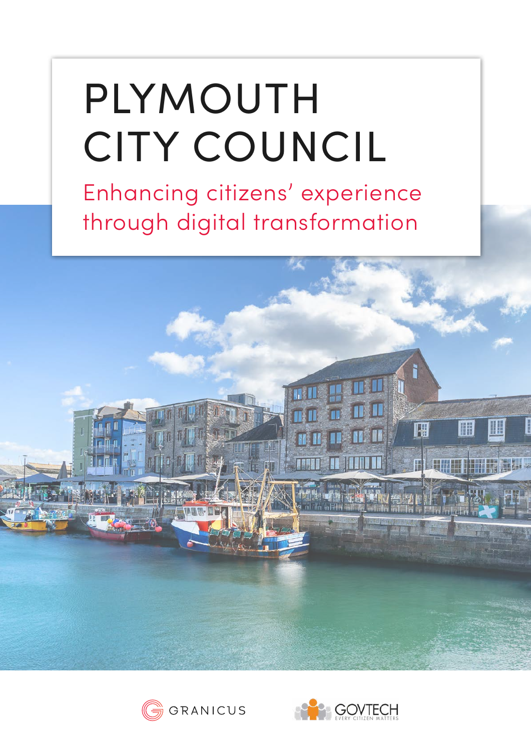# PLYMOUTH CITY COUNCIL

## Enhancing citizens' experience through digital transformation

GRANICUS

GOVTECH
EVERY CITIZEN MATTERS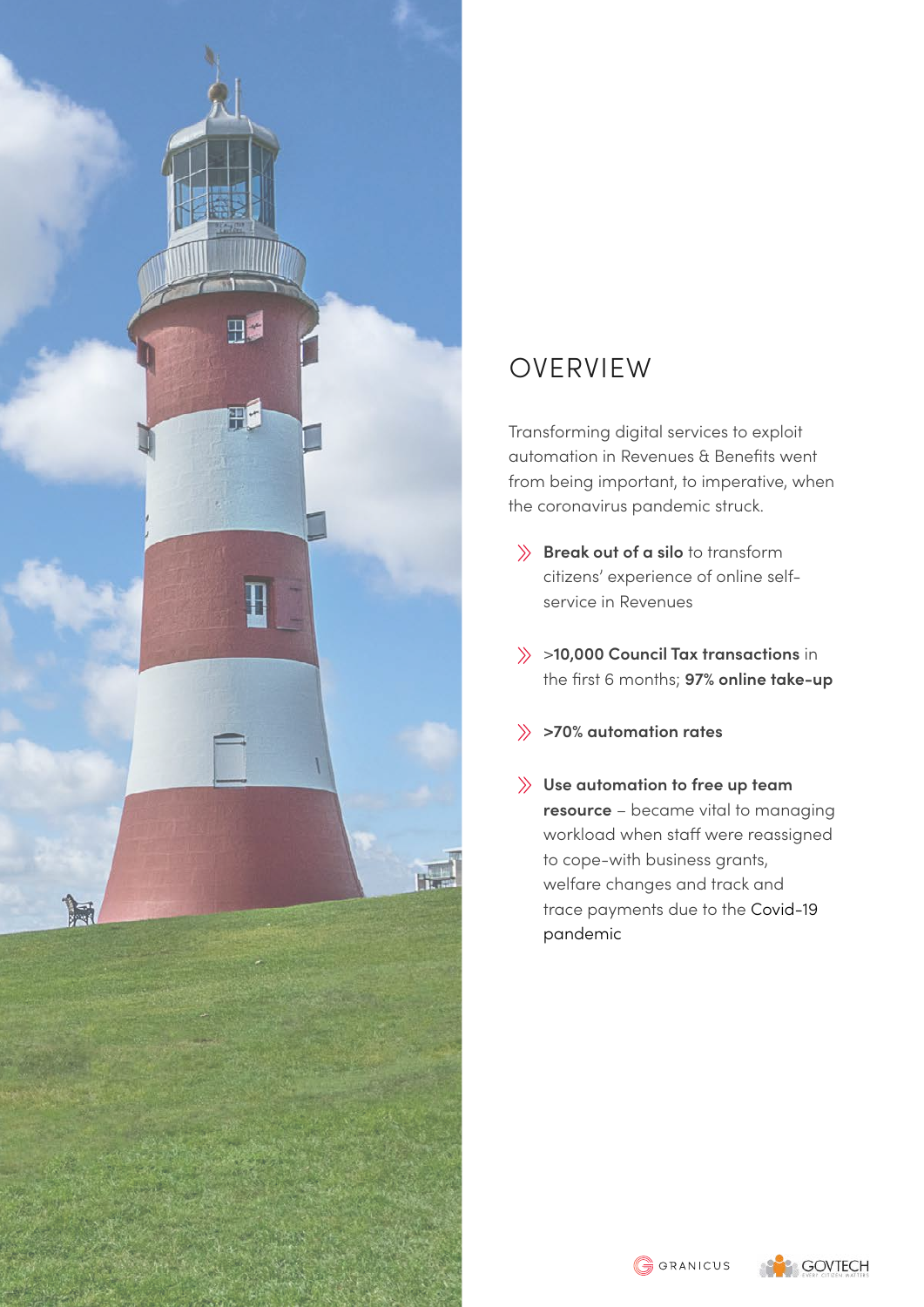## OVERVIEW

Transforming digital services to exploit automation in Revenues & Benefits went from being important, to imperative, when the coronavirus pandemic struck.

- **Break out of a silo** to transform citizens' experience of online self-service in Revenues
- >**10,000 Council Tax transactions** in the first 6 months; **97% online take-up**
- **>70% automation rates**
- **Use automation to free up team resource** – became vital to managing workload when staff were reassigned to cope-with business grants, welfare changes and track and trace payments due to the Covid-19 pandemic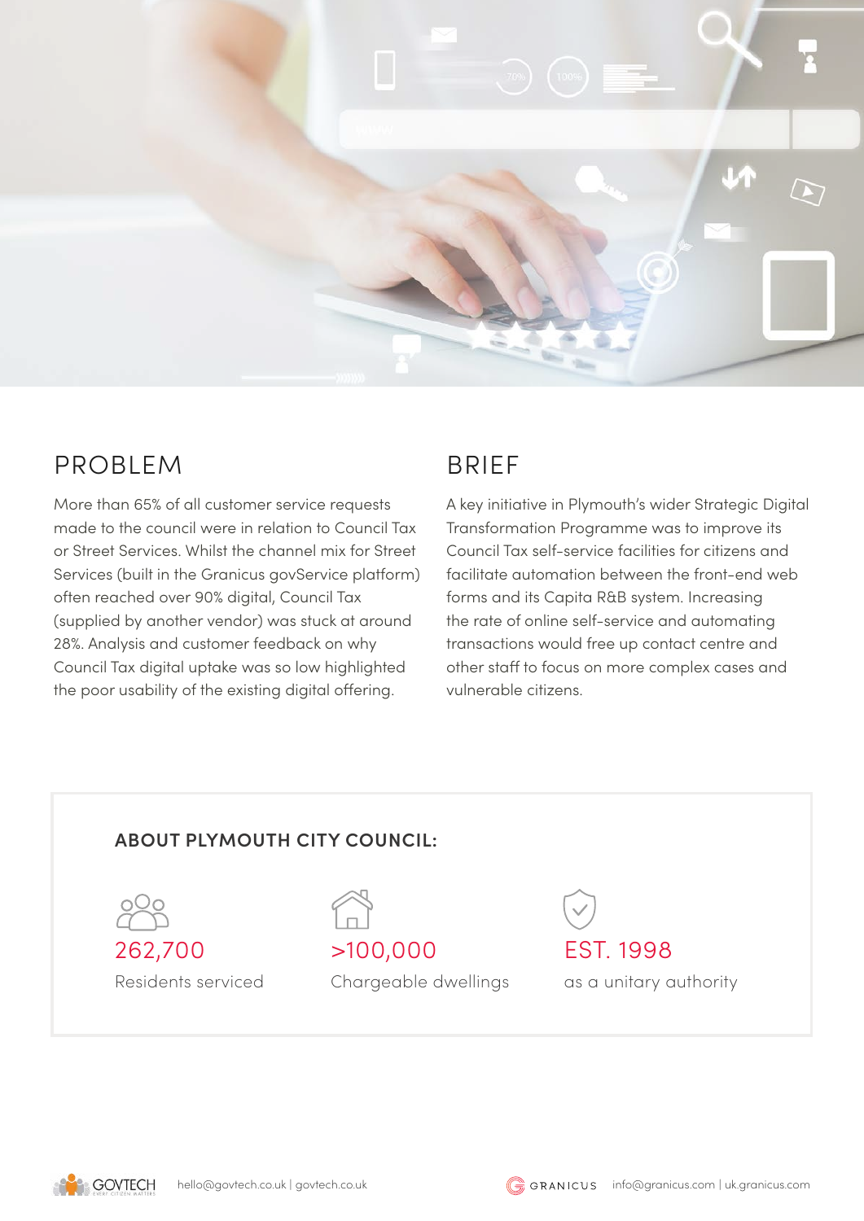## PROBLEM

More than 65% of all customer service requests made to the council were in relation to Council Tax or Street Services. Whilst the channel mix for Street Services (built in the Granicus govService platform) often reached over 90% digital, Council Tax (supplied by another vendor) was stuck at around 28%. Analysis and customer feedback on why Council Tax digital uptake was so low highlighted the poor usability of the existing digital offering.

## BRIEF

A key initiative in Plymouth's wider Strategic Digital Transformation Programme was to improve its Council Tax self-service facilities for citizens and facilitate automation between the front-end web forms and its Capita R&B system. Increasing the rate of online self-service and automating transactions would free up contact centre and other staff to focus on more complex cases and vulnerable citizens.

### ABOUT PLYMOUTH CITY COUNCIL:

**262,700**
Residents serviced

**>100,000**
Chargeable dwellings

**EST. 1998**
as a unitary authority

GOVTECH hello@govtech.co.uk | govtech.co.uk

GRANICUS info@granicus.com | uk.granicus.com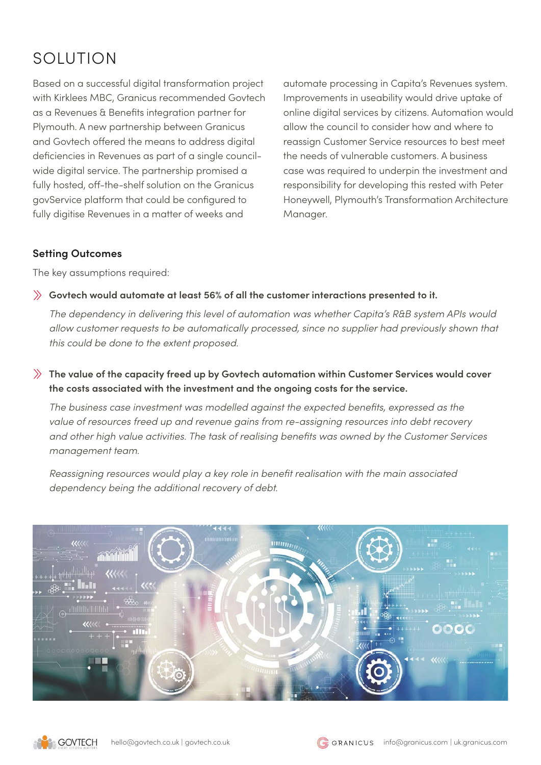# SOLUTION

Based on a successful digital transformation project with Kirklees MBC, Granicus recommended Govtech as a Revenues & Benefits integration partner for Plymouth. A new partnership between Granicus and Govtech offered the means to address digital deficiencies in Revenues as part of a single council-wide digital service. The partnership promised a fully hosted, off-the-shelf solution on the Granicus govService platform that could be configured to fully digitise Revenues in a matter of weeks and automate processing in Capita's Revenues system. Improvements in useability would drive uptake of online digital services by citizens. Automation would allow the council to consider how and where to reassign Customer Service resources to best meet the needs of vulnerable customers. A business case was required to underpin the investment and responsibility for developing this rested with Peter Honeywell, Plymouth's Transformation Architecture Manager.

### Setting Outcomes

The key assumptions required:

- **Govtech would automate at least 56% of all the customer interactions presented to it.**

  *The dependency in delivering this level of automation was whether Capita's R&B system APIs would allow customer requests to be automatically processed, since no supplier had previously shown that this could be done to the extent proposed.*

- **The value of the capacity freed up by Govtech automation within Customer Services would cover the costs associated with the investment and the ongoing costs for the service.**

  *The business case investment was modelled against the expected benefits, expressed as the value of resources freed up and revenue gains from re-assigning resources into debt recovery and other high value activities. The task of realising benefits was owned by the Customer Services management team.*

  *Reassigning resources would play a key role in benefit realisation with the main associated dependency being the additional recovery of debt.*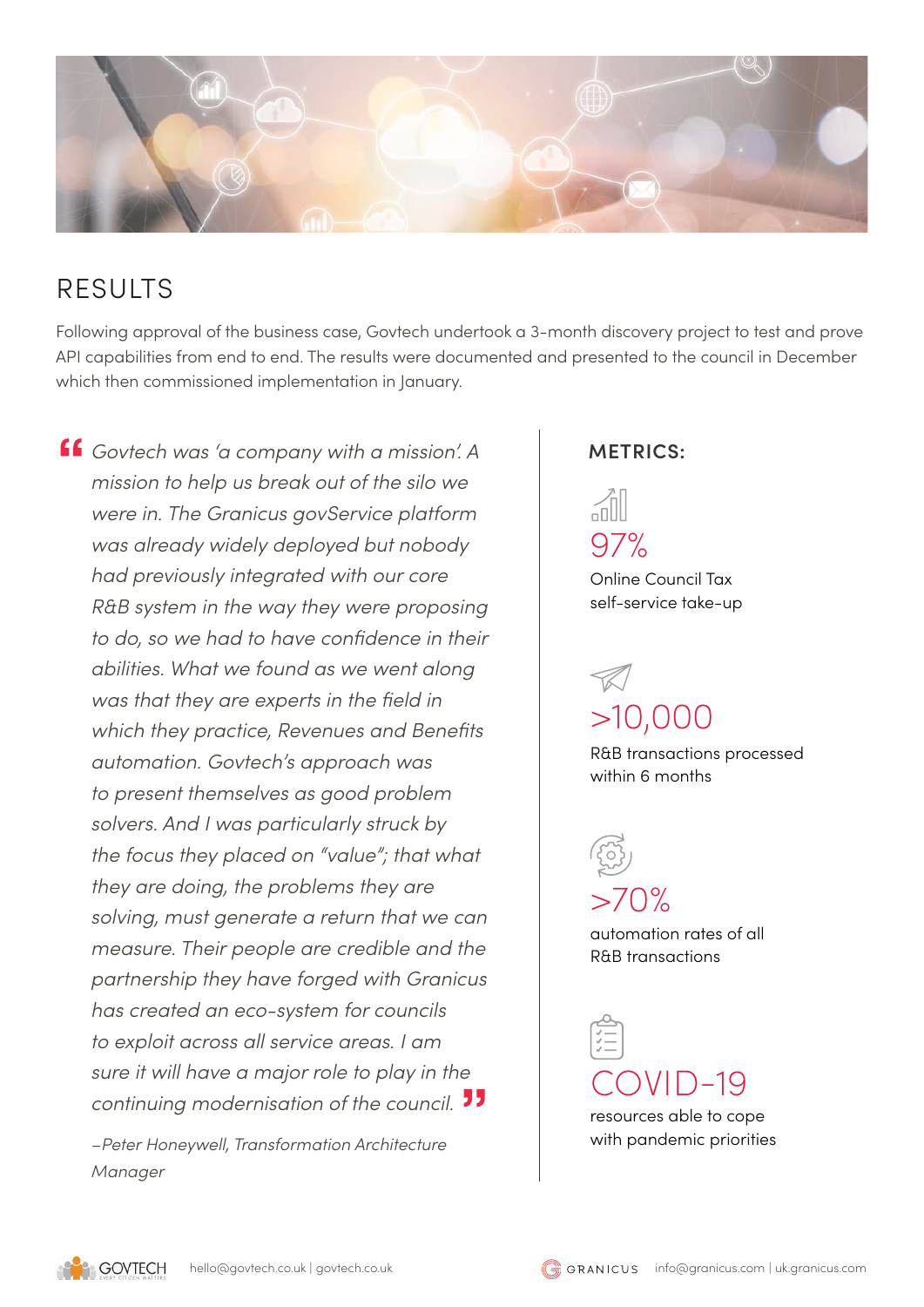## RESULTS

Following approval of the business case, Govtech undertook a 3-month discovery project to test and prove API capabilities from end to end. The results were documented and presented to the council in December which then commissioned implementation in January.

> *Govtech was 'a company with a mission'. A mission to help us break out of the silo we were in. The Granicus govService platform was already widely deployed but nobody had previously integrated with our core R&B system in the way they were proposing to do, so we had to have confidence in their abilities. What we found as we went along was that they are experts in the field in which they practice, Revenues and Benefits automation. Govtech's approach was to present themselves as good problem solvers. And I was particularly struck by the focus they placed on "value"; that what they are doing, the problems they are solving, must generate a return that we can measure. Their people are credible and the partnership they have forged with Granicus has created an eco-system for councils to exploit across all service areas. I am sure it will have a major role to play in the continuing modernisation of the council.*
>
> *–Peter Honeywell, Transformation Architecture Manager*

### METRICS:

**97%**
Online Council Tax self-service take-up

**>10,000**
R&B transactions processed within 6 months

**>70%**
automation rates of all R&B transactions

**COVID-19**
resources able to cope with pandemic priorities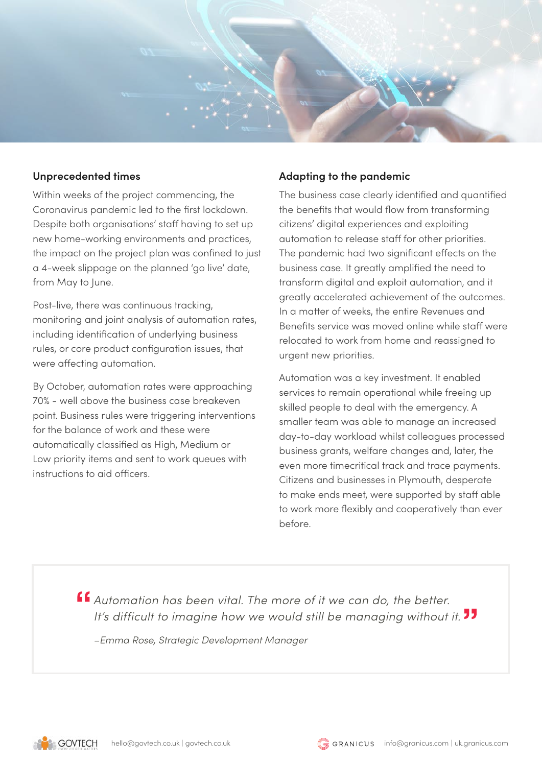## Unprecedented times

Within weeks of the project commencing, the Coronavirus pandemic led to the first lockdown. Despite both organisations' staff having to set up new home-working environments and practices, the impact on the project plan was confined to just a 4-week slippage on the planned 'go live' date, from May to June.

Post-live, there was continuous tracking, monitoring and joint analysis of automation rates, including identification of underlying business rules, or core product configuration issues, that were affecting automation.

By October, automation rates were approaching 70% - well above the business case breakeven point. Business rules were triggering interventions for the balance of work and these were automatically classified as High, Medium or Low priority items and sent to work queues with instructions to aid officers.

## Adapting to the pandemic

The business case clearly identified and quantified the benefits that would flow from transforming citizens' digital experiences and exploiting automation to release staff for other priorities. The pandemic had two significant effects on the business case. It greatly amplified the need to transform digital and exploit automation, and it greatly accelerated achievement of the outcomes. In a matter of weeks, the entire Revenues and Benefits service was moved online while staff were relocated to work from home and reassigned to urgent new priorities.

Automation was a key investment. It enabled services to remain operational while freeing up skilled people to deal with the emergency. A smaller team was able to manage an increased day-to-day workload whilst colleagues processed business grants, welfare changes and, later, the even more timecritical track and trace payments. Citizens and businesses in Plymouth, desperate to make ends meet, were supported by staff able to work more flexibly and cooperatively than ever before.

> *"Automation has been vital. The more of it we can do, the better. It's difficult to imagine how we would still be managing without it."*
>
> *–Emma Rose, Strategic Development Manager*

GOVTECH hello@govtech.co.uk | govtech.co.uk

GRANICUS info@granicus.com | uk.granicus.com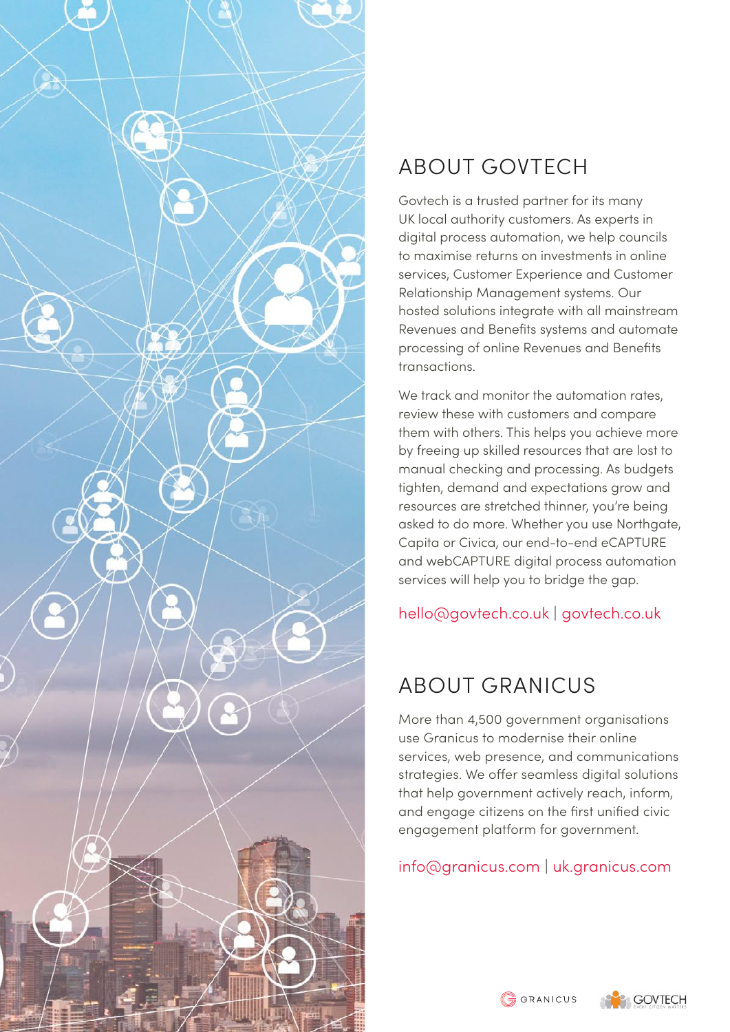## ABOUT GOVTECH

Govtech is a trusted partner for its many UK local authority customers. As experts in digital process automation, we help councils to maximise returns on investments in online services, Customer Experience and Customer Relationship Management systems. Our hosted solutions integrate with all mainstream Revenues and Benefits systems and automate processing of online Revenues and Benefits transactions.

We track and monitor the automation rates, review these with customers and compare them with others. This helps you achieve more by freeing up skilled resources that are lost to manual checking and processing. As budgets tighten, demand and expectations grow and resources are stretched thinner, you're being asked to do more. Whether you use Northgate, Capita or Civica, our end-to-end eCAPTURE and webCAPTURE digital process automation services will help you to bridge the gap.

hello@govtech.co.uk | govtech.co.uk

## ABOUT GRANICUS

More than 4,500 government organisations use Granicus to modernise their online services, web presence, and communications strategies. We offer seamless digital solutions that help government actively reach, inform, and engage citizens on the first unified civic engagement platform for government.

info@granicus.com | uk.granicus.com

GRANICUS

GOVTECH